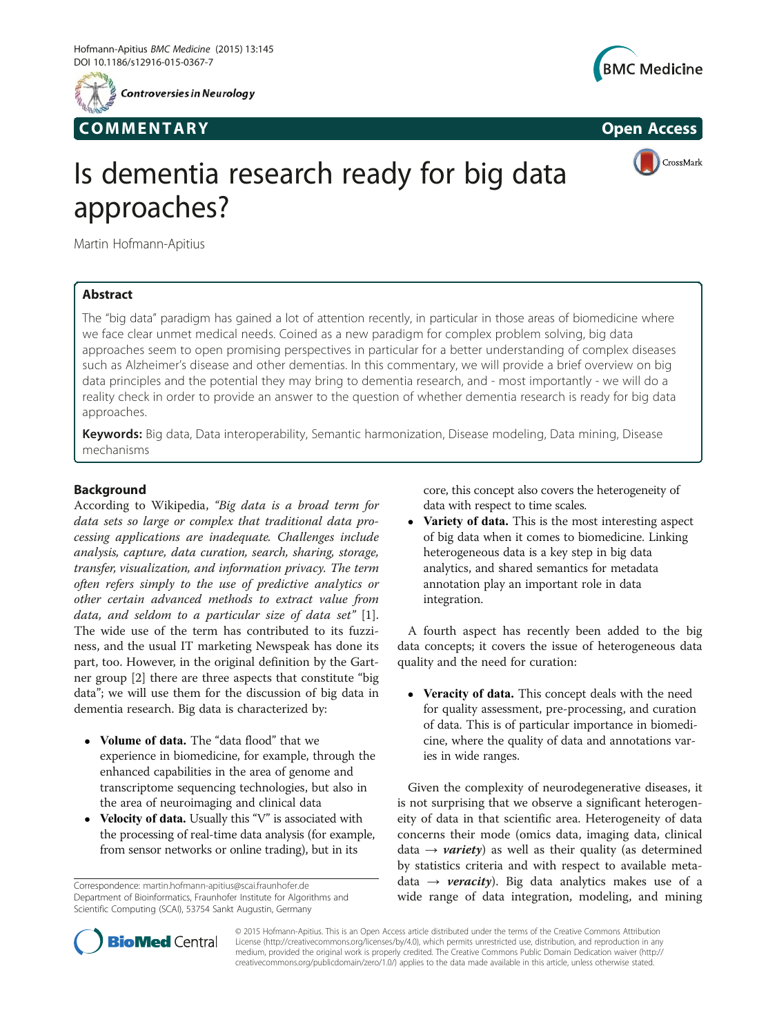# Is dementia research ready for big data approaches?

Martin Hofmann-Apitius

## Abstract

The "big data" paradigm has gained a lot of attention recently, in particular in those areas of biomedicine where we face clear unmet medical needs. Coined as a new paradigm for complex problem solving, big data approaches seem to open promising perspectives in particular for a better understanding of complex diseases such as Alzheimer's disease and other dementias. In this commentary, we will provide a brief overview on big data principles and the potential they may bring to dementia research, and - most importantly - we will do a reality check in order to provide an answer to the question of whether dementia research is ready for big data approaches.

**Keywords:** Big data, Data interoperability, Semantic harmonization, Disease modeling, Data mining, Disease mechanisms

## Background

According to Wikipedia, *"Big data is a broad term for data sets so large or complex that traditional data processing applications are inadequate. Challenges include analysis, capture, data curation, search, sharing, storage, transfer, visualization, and information privacy. The term often refers simply to the use of predictive analytics or other certain advanced methods to extract value from data, and seldom to a particular size of data set"* [1]. The wide use of the term has contributed to its fuzziness, and the usual IT marketing Newspeak has done its part, too. However, in the original definition by the Gartner group [2] there are three aspects that constitute "big data"; we will use them for the discussion of big data in dementia research. Big data is characterized by:

- **Volume of data.** The "data flood" that we experience in biomedicine, for example, through the enhanced capabilities in the area of genome and transcriptome sequencing technologies, but also in the area of neuroimaging and clinical data
- **Velocity of data.** Usually this "V" is associated with the processing of real-time data analysis (for example, from sensor networks or online trading), but in its core, this concept also covers the heterogeneity of data with respect to time scales.
- **Variety of data.** This is the most interesting aspect of big data when it comes to biomedicine. Linking heterogeneous data is a key step in big data analytics, and shared semantics for metadata annotation play an important role in data integration.

A fourth aspect has recently been added to the big data concepts; it covers the issue of heterogeneous data quality and the need for curation:

- **Veracity of data.** This concept deals with the need for quality assessment, pre-processing, and curation of data. This is of particular importance in biomedicine, where the quality of data and annotations varies in wide ranges.

Given the complexity of neurodegenerative diseases, it is not surprising that we observe a significant heterogeneity of data in that scientific area. Heterogeneity of data concerns their mode (omics data, imaging data, clinical data → ***variety***) as well as their quality (as determined by statistics criteria and with respect to available metadata → ***veracity***). Big data analytics makes use of a wide range of data integration, modeling, and mining

Correspondence: martin.hofmann-apitius@scai.fraunhofer.de
Department of Bioinformatics, Fraunhofer Institute for Algorithms and Scientific Computing (SCAI), 53754 Sankt Augustin, Germany

© 2015 Hofmann-Apitius. This is an Open Access article distributed under the terms of the Creative Commons Attribution License (http://creativecommons.org/licenses/by/4.0), which permits unrestricted use, distribution, and reproduction in any medium, provided the original work is properly credited. The Creative Commons Public Domain Dedication waiver (http://creativecommons.org/publicdomain/zero/1.0/) applies to the data made available in this article, unless otherwise stated.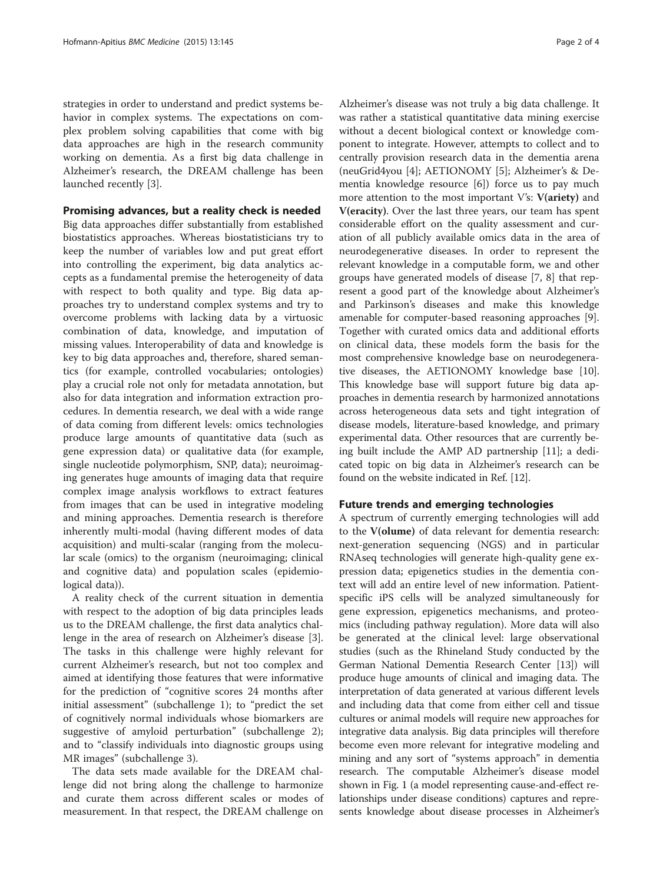strategies in order to understand and predict systems behavior in complex systems. The expectations on complex problem solving capabilities that come with big data approaches are high in the research community working on dementia. As a first big data challenge in Alzheimer's research, the DREAM challenge has been launched recently [3].

## Promising advances, but a reality check is needed

Big data approaches differ substantially from established biostatistics approaches. Whereas biostatisticians try to keep the number of variables low and put great effort into controlling the experiment, big data analytics accepts as a fundamental premise the heterogeneity of data with respect to both quality and type. Big data approaches try to understand complex systems and try to overcome problems with lacking data by a virtuosic combination of data, knowledge, and imputation of missing values. Interoperability of data and knowledge is key to big data approaches and, therefore, shared semantics (for example, controlled vocabularies; ontologies) play a crucial role not only for metadata annotation, but also for data integration and information extraction procedures. In dementia research, we deal with a wide range of data coming from different levels: omics technologies produce large amounts of quantitative data (such as gene expression data) or qualitative data (for example, single nucleotide polymorphism, SNP, data); neuroimaging generates huge amounts of imaging data that require complex image analysis workflows to extract features from images that can be used in integrative modeling and mining approaches. Dementia research is therefore inherently multi-modal (having different modes of data acquisition) and multi-scalar (ranging from the molecular scale (omics) to the organism (neuroimaging; clinical and cognitive data) and population scales (epidemiological data)).

A reality check of the current situation in dementia with respect to the adoption of big data principles leads us to the DREAM challenge, the first data analytics challenge in the area of research on Alzheimer's disease [3]. The tasks in this challenge were highly relevant for current Alzheimer's research, but not too complex and aimed at identifying those features that were informative for the prediction of "cognitive scores 24 months after initial assessment" (subchallenge 1); to "predict the set of cognitively normal individuals whose biomarkers are suggestive of amyloid perturbation" (subchallenge 2); and to "classify individuals into diagnostic groups using MR images" (subchallenge 3).

The data sets made available for the DREAM challenge did not bring along the challenge to harmonize and curate them across different scales or modes of measurement. In that respect, the DREAM challenge on Alzheimer's disease was not truly a big data challenge. It was rather a statistical quantitative data mining exercise without a decent biological context or knowledge component to integrate. However, attempts to collect and to centrally provision research data in the dementia arena (neuGrid4you [4]; AETIONOMY [5]; Alzheimer's & Dementia knowledge resource [6]) force us to pay much more attention to the most important V's: **V(ariety)** and **V(eracity)**. Over the last three years, our team has spent considerable effort on the quality assessment and curation of all publicly available omics data in the area of neurodegenerative diseases. In order to represent the relevant knowledge in a computable form, we and other groups have generated models of disease [7, 8] that represent a good part of the knowledge about Alzheimer's and Parkinson's diseases and make this knowledge amenable for computer-based reasoning approaches [9]. Together with curated omics data and additional efforts on clinical data, these models form the basis for the most comprehensive knowledge base on neurodegenerative diseases, the AETIONOMY knowledge base [10]. This knowledge base will support future big data approaches in dementia research by harmonized annotations across heterogeneous data sets and tight integration of disease models, literature-based knowledge, and primary experimental data. Other resources that are currently being built include the AMP AD partnership [11]; a dedicated topic on big data in Alzheimer's research can be found on the website indicated in Ref. [12].

## Future trends and emerging technologies

A spectrum of currently emerging technologies will add to the **V(olume)** of data relevant for dementia research: next-generation sequencing (NGS) and in particular RNAseq technologies will generate high-quality gene expression data; epigenetics studies in the dementia context will add an entire level of new information. Patient-specific iPS cells will be analyzed simultaneously for gene expression, epigenetics mechanisms, and proteomics (including pathway regulation). More data will also be generated at the clinical level: large observational studies (such as the Rhineland Study conducted by the German National Dementia Research Center [13]) will produce huge amounts of clinical and imaging data. The interpretation of data generated at various different levels and including data that come from either cell and tissue cultures or animal models will require new approaches for integrative data analysis. Big data principles will therefore become even more relevant for integrative modeling and mining and any sort of "systems approach" in dementia research. The computable Alzheimer's disease model shown in Fig. 1 (a model representing cause-and-effect relationships under disease conditions) captures and represents knowledge about disease processes in Alzheimer's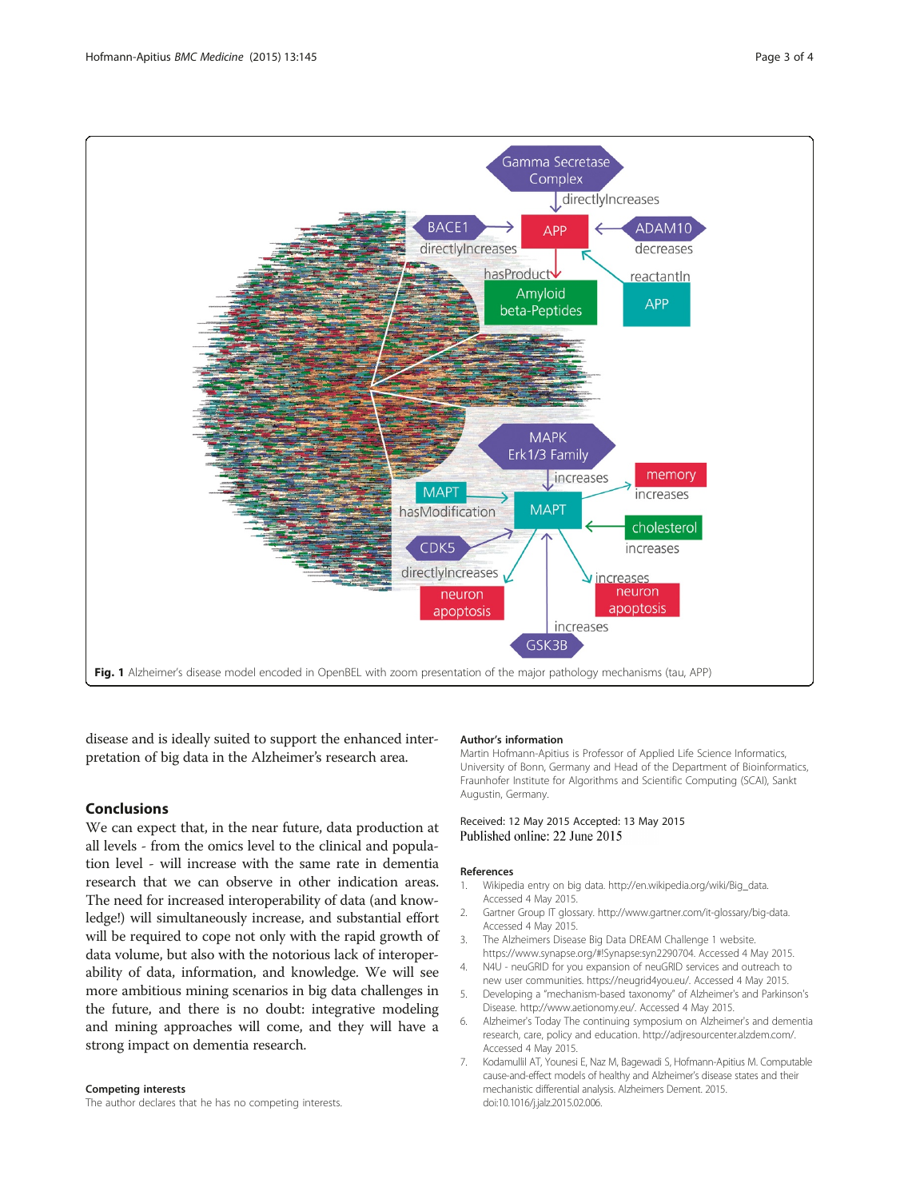Fig. 1 Alzheimer's disease model encoded in OpenBEL with zoom presentation of the major pathology mechanisms (tau, APP)

disease and is ideally suited to support the enhanced interpretation of big data in the Alzheimer's research area.

## Conclusions

We can expect that, in the near future, data production at all levels - from the omics level to the clinical and population level - will increase with the same rate in dementia research that we can observe in other indication areas. The need for increased interoperability of data (and knowledge!) will simultaneously increase, and substantial effort will be required to cope not only with the rapid growth of data volume, but also with the notorious lack of interoperability of data, information, and knowledge. We will see more ambitious mining scenarios in big data challenges in the future, and there is no doubt: integrative modeling and mining approaches will come, and they will have a strong impact on dementia research.

#### Competing interests

The author declares that he has no competing interests.

#### Author's information

Martin Hofmann-Apitius is Professor of Applied Life Science Informatics, University of Bonn, Germany and Head of the Department of Bioinformatics, Fraunhofer Institute for Algorithms and Scientific Computing (SCAI), Sankt Augustin, Germany.

Received: 12 May 2015 Accepted: 13 May 2015
Published online: 22 June 2015

#### References

1. Wikipedia entry on big data. http://en.wikipedia.org/wiki/Big_data. Accessed 4 May 2015.
2. Gartner Group IT glossary. http://www.gartner.com/it-glossary/big-data. Accessed 4 May 2015.
3. The Alzheimers Disease Big Data DREAM Challenge 1 website. https://www.synapse.org/#!Synapse:syn2290704. Accessed 4 May 2015.
4. N4U - neuGRID for you expansion of neuGRID services and outreach to new user communities. https://neugrid4you.eu/. Accessed 4 May 2015.
5. Developing a "mechanism-based taxonomy" of Alzheimer's and Parkinson's Disease. http://www.aetionomy.eu/. Accessed 4 May 2015.
6. Alzheimer's Today The continuing symposium on Alzheimer's and dementia research, care, policy and education. http://adjresourcenter.alzdem.com/. Accessed 4 May 2015.
7. Kodamullil AT, Younesi E, Naz M, Bagewadi S, Hofmann-Apitius M. Computable cause-and-effect models of healthy and Alzheimer's disease states and their mechanistic differential analysis. Alzheimers Dement. 2015. doi:10.1016/j.jalz.2015.02.006.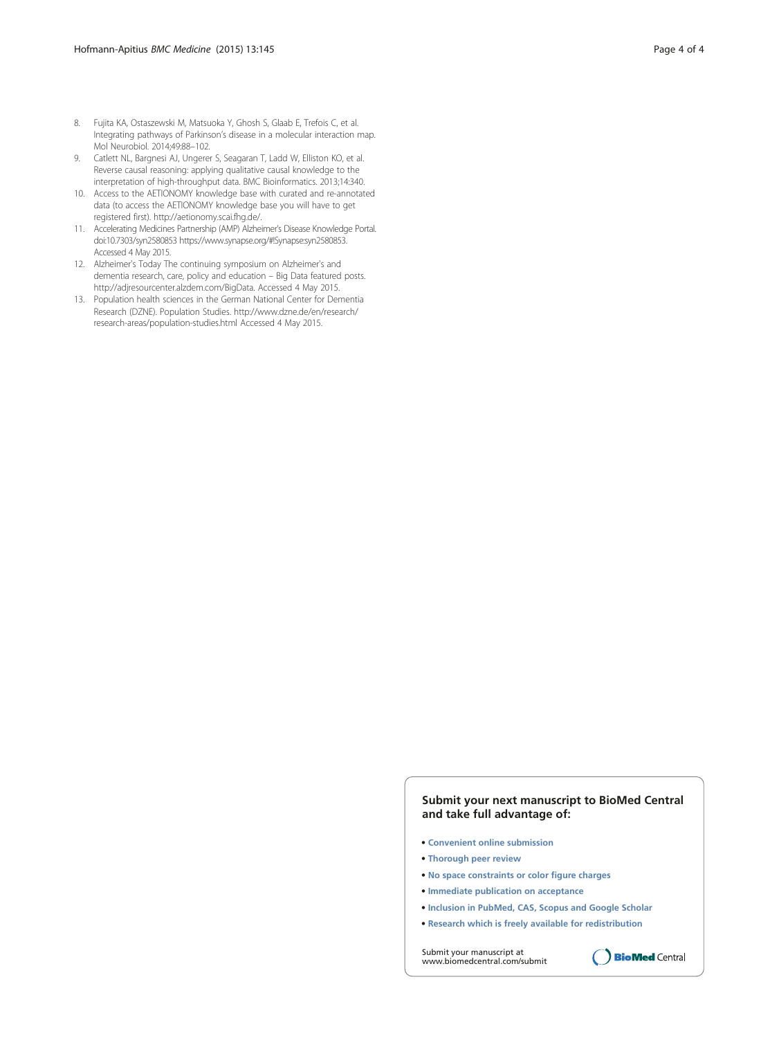8. Fujita KA, Ostaszewski M, Matsuoka Y, Ghosh S, Glaab E, Trefois C, et al. Integrating pathways of Parkinson's disease in a molecular interaction map. Mol Neurobiol. 2014;49:88–102.
9. Catlett NL, Bargnesi AJ, Ungerer S, Seagaran T, Ladd W, Elliston KO, et al. Reverse causal reasoning: applying qualitative causal knowledge to the interpretation of high-throughput data. BMC Bioinformatics. 2013;14:340.
10. Access to the AETIONOMY knowledge base with curated and re-annotated data (to access the AETIONOMY knowledge base you will have to get registered first). http://aetionomy.scai.fhg.de/.
11. Accelerating Medicines Partnership (AMP) Alzheimer's Disease Knowledge Portal. doi:10.7303/syn2580853 https://www.synapse.org/#!Synapse:syn2580853. Accessed 4 May 2015.
12. Alzheimer's Today The continuing symposium on Alzheimer's and dementia research, care, policy and education – Big Data featured posts. http://adjresourcenter.alzdem.com/BigData. Accessed 4 May 2015.
13. Population health sciences in the German National Center for Dementia Research (DZNE). Population Studies. http://www.dzne.de/en/research/research-areas/population-studies.html Accessed 4 May 2015.

**Submit your next manuscript to BioMed Central and take full advantage of:**

- **Convenient online submission**
- **Thorough peer review**
- **No space constraints or color figure charges**
- **Immediate publication on acceptance**
- **Inclusion in PubMed, CAS, Scopus and Google Scholar**
- **Research which is freely available for redistribution**

Submit your manuscript at
www.biomedcentral.com/submit

BioMed Central